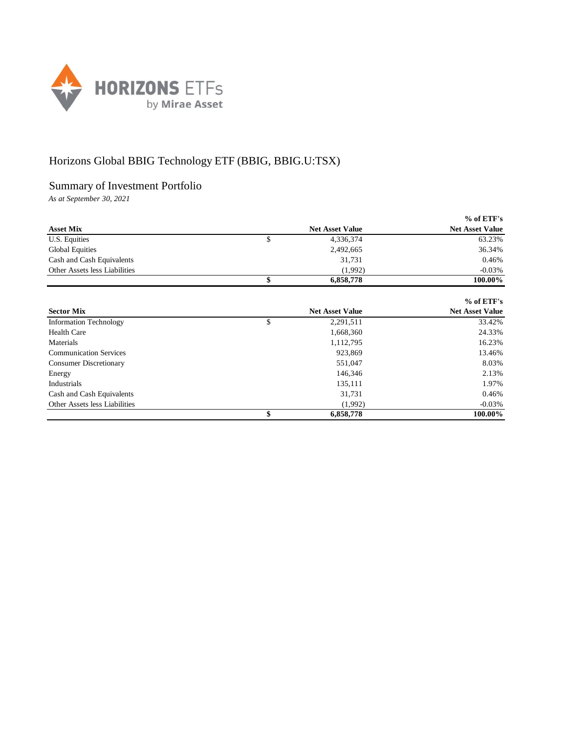# Horizons Global BBIG Technology ETF (BBIG, BBIG.U:TSX)

## Summary of Investment Portfolio

*As at September 30, 2021*

| Asset Mix | | Net Asset Value | % of ETF's Net Asset Value |
|---|---|---|---|
| U.S. Equities | $ | 4,336,374 | 63.23% |
| Global Equities | | 2,492,665 | 36.34% |
| Cash and Cash Equivalents | | 31,731 | 0.46% |
| Other Assets less Liabilities | | (1,992) | -0.03% |
| | **$** | **6,858,778** | **100.00%** |

| Sector Mix | | Net Asset Value | % of ETF's Net Asset Value |
|---|---|---|---|
| Information Technology | $ | 2,291,511 | 33.42% |
| Health Care | | 1,668,360 | 24.33% |
| Materials | | 1,112,795 | 16.23% |
| Communication Services | | 923,869 | 13.46% |
| Consumer Discretionary | | 551,047 | 8.03% |
| Energy | | 146,346 | 2.13% |
| Industrials | | 135,111 | 1.97% |
| Cash and Cash Equivalents | | 31,731 | 0.46% |
| Other Assets less Liabilities | | (1,992) | -0.03% |
| | **$** | **6,858,778** | **100.00%** |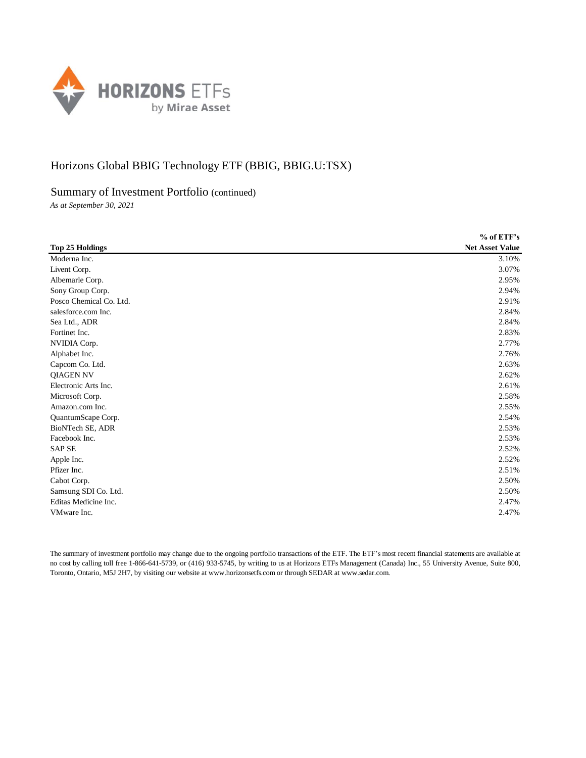# Horizons Global BBIG Technology ETF (BBIG, BBIG.U:TSX)

## Summary of Investment Portfolio (continued)

*As at September 30, 2021*

| Top 25 Holdings | % of ETF's Net Asset Value |
|---|---|
| Moderna Inc. | 3.10% |
| Livent Corp. | 3.07% |
| Albemarle Corp. | 2.95% |
| Sony Group Corp. | 2.94% |
| Posco Chemical Co. Ltd. | 2.91% |
| salesforce.com Inc. | 2.84% |
| Sea Ltd., ADR | 2.84% |
| Fortinet Inc. | 2.83% |
| NVIDIA Corp. | 2.77% |
| Alphabet Inc. | 2.76% |
| Capcom Co. Ltd. | 2.63% |
| QIAGEN NV | 2.62% |
| Electronic Arts Inc. | 2.61% |
| Microsoft Corp. | 2.58% |
| Amazon.com Inc. | 2.55% |
| QuantumScape Corp. | 2.54% |
| BioNTech SE, ADR | 2.53% |
| Facebook Inc. | 2.53% |
| SAP SE | 2.52% |
| Apple Inc. | 2.52% |
| Pfizer Inc. | 2.51% |
| Cabot Corp. | 2.50% |
| Samsung SDI Co. Ltd. | 2.50% |
| Editas Medicine Inc. | 2.47% |
| VMware Inc. | 2.47% |

The summary of investment portfolio may change due to the ongoing portfolio transactions of the ETF. The ETF's most recent financial statements are available at no cost by calling toll free 1-866-641-5739, or (416) 933-5745, by writing to us at Horizons ETFs Management (Canada) Inc., 55 University Avenue, Suite 800, Toronto, Ontario, M5J 2H7, by visiting our website at www.horizonsetfs.com or through SEDAR at www.sedar.com.